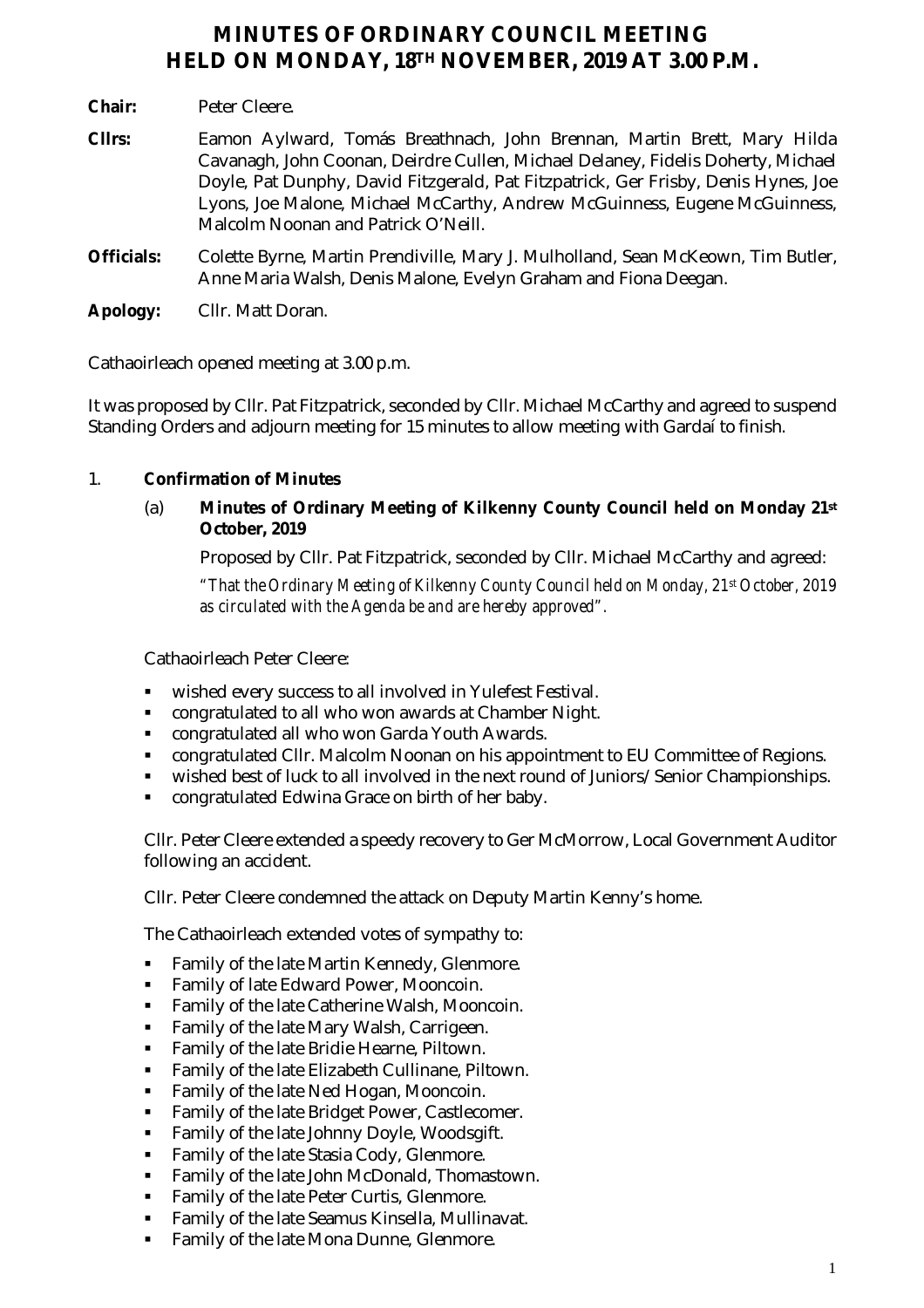# MINUTES OF ORDINARY COUNCIL MEETING HELD ON MONDAY, 18TH NOVEMBER, 2019 AT 3.00 P.M.

**Chair:** Peter Cleere.

**Cllrs:** Eamon Aylward, Tomás Breathnach, John Brennan, Martin Brett, Mary Hilda Cavanagh, John Coonan, Deirdre Cullen, Michael Delaney, Fidelis Doherty, Michael Doyle, Pat Dunphy, David Fitzgerald, Pat Fitzpatrick, Ger Frisby, Denis Hynes, Joe Lyons, Joe Malone, Michael McCarthy, Andrew McGuinness, Eugene McGuinness, Malcolm Noonan and Patrick O'Neill.

**Officials:** Colette Byrne, Martin Prendiville, Mary J. Mulholland, Sean McKeown, Tim Butler, Anne Maria Walsh, Denis Malone, Evelyn Graham and Fiona Deegan.

**Apology:** Cllr. Matt Doran.

Cathaoirleach opened meeting at 3.00 p.m.

It was proposed by Cllr. Pat Fitzpatrick, seconded by Cllr. Michael McCarthy and agreed to suspend Standing Orders and adjourn meeting for 15 minutes to allow meeting with Gardaí to finish.

1. **Confirmation of Minutes**

   (a) **Minutes of Ordinary Meeting of Kilkenny County Council held on Monday 21st October, 2019**

   Proposed by Cllr. Pat Fitzpatrick, seconded by Cllr. Michael McCarthy and agreed:

   *"That the Ordinary Meeting of Kilkenny County Council held on Monday, 21st October, 2019 as circulated with the Agenda be and are hereby approved".*

   Cathaoirleach Peter Cleere:

   - wished every success to all involved in Yulefest Festival.
   - congratulated to all who won awards at Chamber Night.
   - congratulated all who won Garda Youth Awards.
   - congratulated Cllr. Malcolm Noonan on his appointment to EU Committee of Regions.
   - wished best of luck to all involved in the next round of Juniors/Senior Championships.
   - congratulated Edwina Grace on birth of her baby.

   Cllr. Peter Cleere extended a speedy recovery to Ger McMorrow, Local Government Auditor following an accident.

   Cllr. Peter Cleere condemned the attack on Deputy Martin Kenny's home.

   The Cathaoirleach extended votes of sympathy to:

   - Family of the late Martin Kennedy, Glenmore.
   - Family of late Edward Power, Mooncoin.
   - Family of the late Catherine Walsh, Mooncoin.
   - Family of the late Mary Walsh, Carrigeen.
   - Family of the late Bridie Hearne, Piltown.
   - Family of the late Elizabeth Cullinane, Piltown.
   - Family of the late Ned Hogan, Mooncoin.
   - Family of the late Bridget Power, Castlecomer.
   - Family of the late Johnny Doyle, Woodsgift.
   - Family of the late Stasia Cody, Glenmore.
   - Family of the late John McDonald, Thomastown.
   - Family of the late Peter Curtis, Glenmore.
   - Family of the late Seamus Kinsella, Mullinavat.
   - Family of the late Mona Dunne, Glenmore.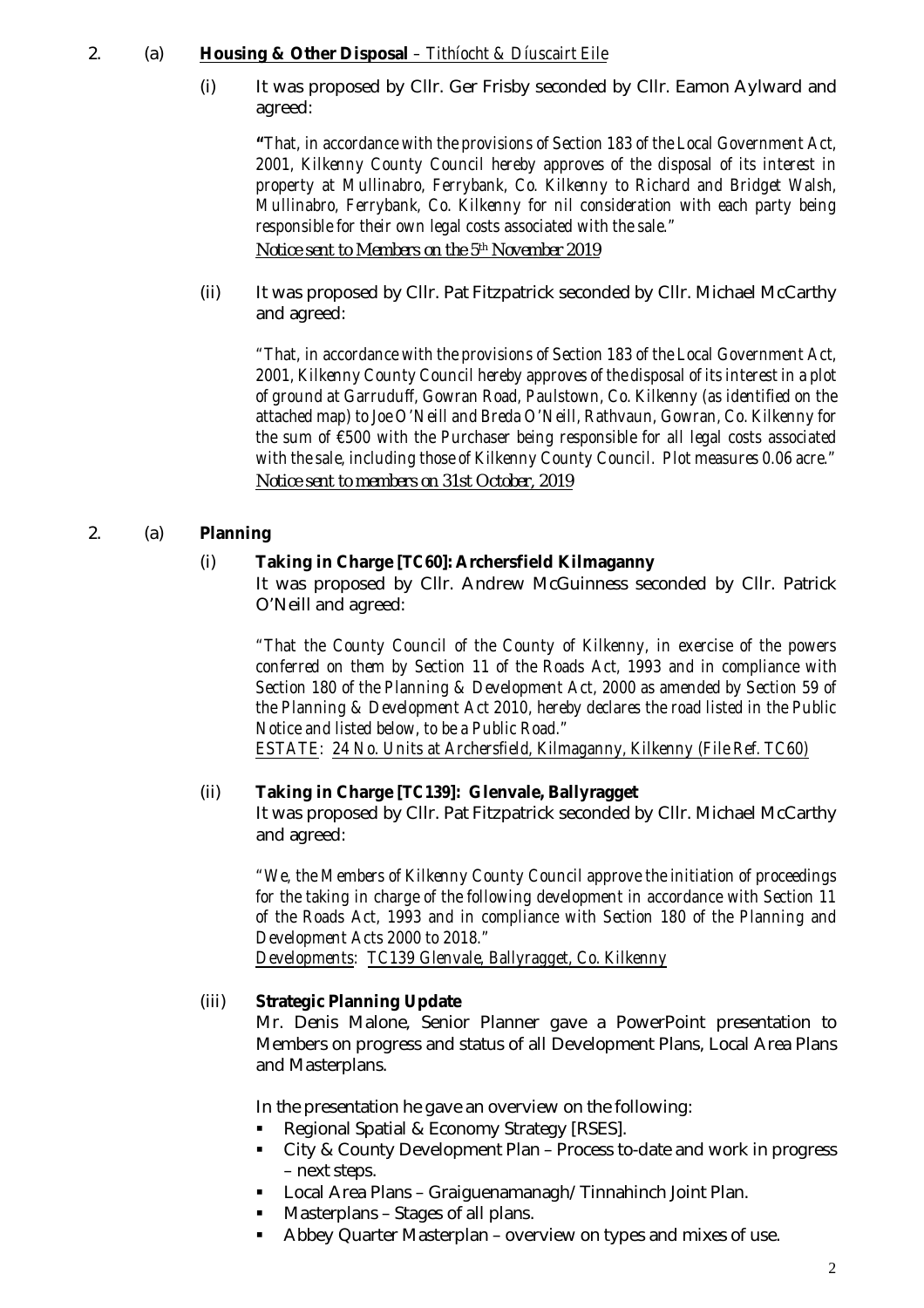2. (a) **Housing & Other Disposal** – *Tithíocht & Díuscairt Eile*

(i) It was proposed by Cllr. Ger Frisby seconded by Cllr. Eamon Aylward and agreed:

> **"***That, in accordance with the provisions of Section 183 of the Local Government Act, 2001, Kilkenny County Council hereby approves of the disposal of its interest in property at Mullinabro, Ferrybank, Co. Kilkenny to Richard and Bridget Walsh, Mullinabro, Ferrybank, Co. Kilkenny for nil consideration with each party being responsible for their own legal costs associated with the sale."*
>
> *Notice sent to Members on the 5th November 2019*

(ii) It was proposed by Cllr. Pat Fitzpatrick seconded by Cllr. Michael McCarthy and agreed:

> *"That, in accordance with the provisions of Section 183 of the Local Government Act, 2001, Kilkenny County Council hereby approves of the disposal of its interest in a plot of ground at Garruduff, Gowran Road, Paulstown, Co. Kilkenny (as identified on the attached map) to Joe O'Neill and Breda O'Neill, Rathvaun, Gowran, Co. Kilkenny for the sum of €500 with the Purchaser being responsible for all legal costs associated with the sale, including those of Kilkenny County Council. Plot measures 0.06 acre."*
>
> *Notice sent to members on 31st October, 2019*

2. (a) **Planning**

(i) **Taking in Charge [TC60]: Archersfield Kilmaganny**

It was proposed by Cllr. Andrew McGuinness seconded by Cllr. Patrick O'Neill and agreed:

> *"That the County Council of the County of Kilkenny, in exercise of the powers conferred on them by Section 11 of the Roads Act, 1993 and in compliance with Section 180 of the Planning & Development Act, 2000 as amended by Section 59 of the Planning & Development Act 2010, hereby declares the road listed in the Public Notice and listed below, to be a Public Road."*
>
> *ESTATE: 24 No. Units at Archersfield, Kilmaganny, Kilkenny (File Ref. TC60)*

(ii) **Taking in Charge [TC139]: Glenvale, Ballyragget**

It was proposed by Cllr. Pat Fitzpatrick seconded by Cllr. Michael McCarthy and agreed:

> *"We, the Members of Kilkenny County Council approve the initiation of proceedings for the taking in charge of the following development in accordance with Section 11 of the Roads Act, 1993 and in compliance with Section 180 of the Planning and Development Acts 2000 to 2018."*
>
> *Developments: TC139 Glenvale, Ballyragget, Co. Kilkenny*

(iii) **Strategic Planning Update**

Mr. Denis Malone, Senior Planner gave a PowerPoint presentation to Members on progress and status of all Development Plans, Local Area Plans and Masterplans.

In the presentation he gave an overview on the following:

- Regional Spatial & Economy Strategy [RSES].
- City & County Development Plan – Process to-date and work in progress – next steps.
- Local Area Plans – Graiguenamanagh/Tinnahinch Joint Plan.
- Masterplans – Stages of all plans.
- Abbey Quarter Masterplan – overview on types and mixes of use.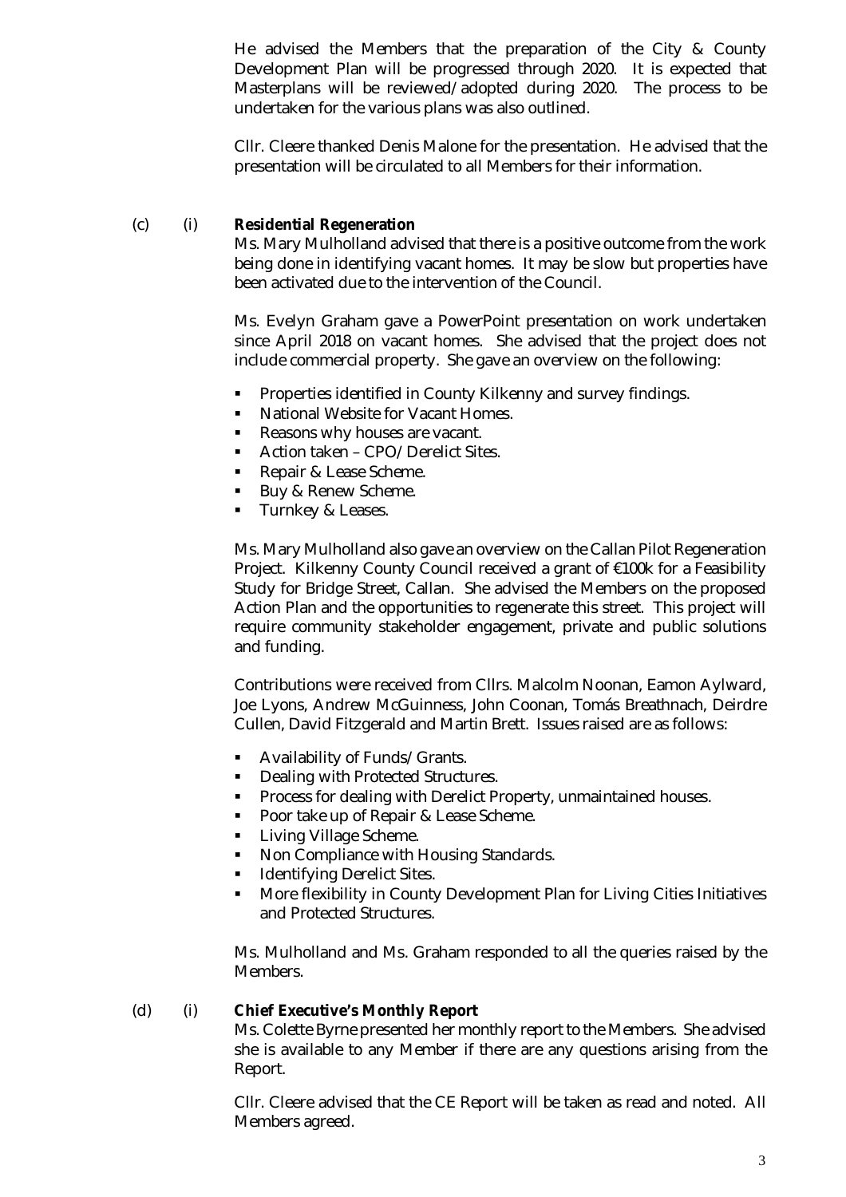He advised the Members that the preparation of the City & County Development Plan will be progressed through 2020. It is expected that Masterplans will be reviewed/adopted during 2020. The process to be undertaken for the various plans was also outlined.

Cllr. Cleere thanked Denis Malone for the presentation. He advised that the presentation will be circulated to all Members for their information.

(c) (i) **Residential Regeneration**

Ms. Mary Mulholland advised that there is a positive outcome from the work being done in identifying vacant homes. It may be slow but properties have been activated due to the intervention of the Council.

Ms. Evelyn Graham gave a PowerPoint presentation on work undertaken since April 2018 on vacant homes. She advised that the project does not include commercial property. She gave an overview on the following:

- Properties identified in County Kilkenny and survey findings.
- National Website for Vacant Homes.
- Reasons why houses are vacant.
- Action taken – CPO/Derelict Sites.
- Repair & Lease Scheme.
- Buy & Renew Scheme.
- Turnkey & Leases.

Ms. Mary Mulholland also gave an overview on the Callan Pilot Regeneration Project. Kilkenny County Council received a grant of €100k for a Feasibility Study for Bridge Street, Callan. She advised the Members on the proposed Action Plan and the opportunities to regenerate this street. This project will require community stakeholder engagement, private and public solutions and funding.

Contributions were received from Cllrs. Malcolm Noonan, Eamon Aylward, Joe Lyons, Andrew McGuinness, John Coonan, Tomás Breathnach, Deirdre Cullen, David Fitzgerald and Martin Brett. Issues raised are as follows:

- Availability of Funds/Grants.
- Dealing with Protected Structures.
- Process for dealing with Derelict Property, unmaintained houses.
- Poor take up of Repair & Lease Scheme.
- Living Village Scheme.
- Non Compliance with Housing Standards.
- Identifying Derelict Sites.
- More flexibility in County Development Plan for Living Cities Initiatives and Protected Structures.

Ms. Mulholland and Ms. Graham responded to all the queries raised by the Members.

(d) (i) **Chief Executive's Monthly Report**

Ms. Colette Byrne presented her monthly report to the Members. She advised she is available to any Member if there are any questions arising from the Report.

Cllr. Cleere advised that the CE Report will be taken as read and noted. All Members agreed.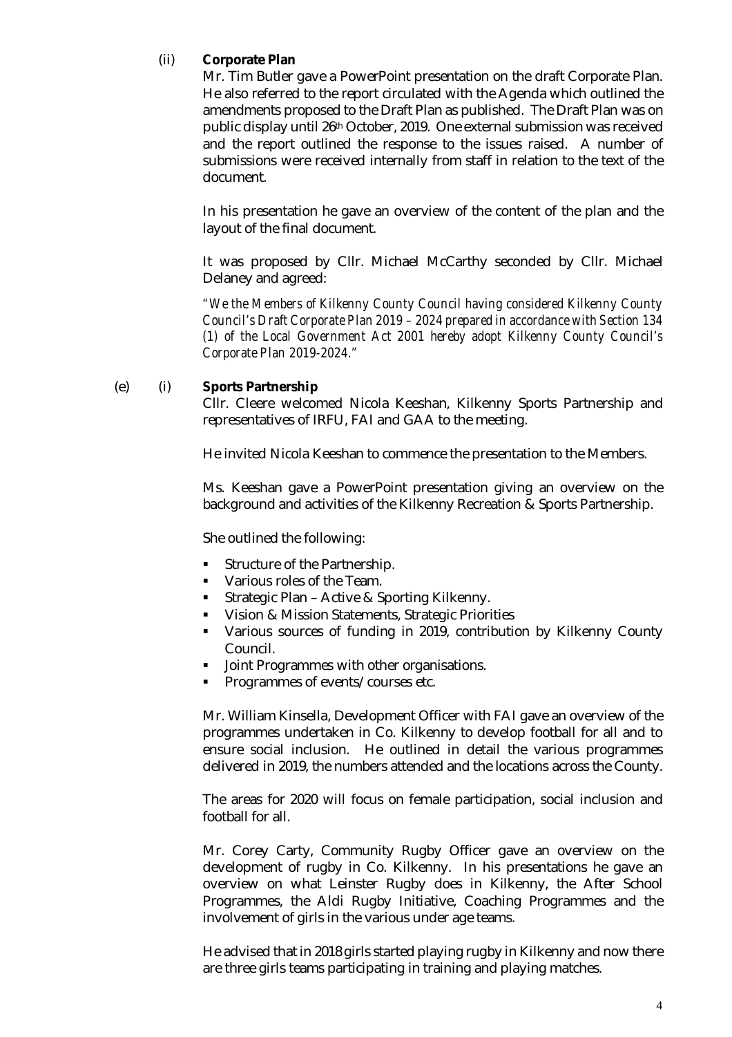(ii) **Corporate Plan**

Mr. Tim Butler gave a PowerPoint presentation on the draft Corporate Plan. He also referred to the report circulated with the Agenda which outlined the amendments proposed to the Draft Plan as published. The Draft Plan was on public display until 26th October, 2019. One external submission was received and the report outlined the response to the issues raised. A number of submissions were received internally from staff in relation to the text of the document.

In his presentation he gave an overview of the content of the plan and the layout of the final document.

It was proposed by Cllr. Michael McCarthy seconded by Cllr. Michael Delaney and agreed:

*"We the Members of Kilkenny County Council having considered Kilkenny County Council's Draft Corporate Plan 2019 – 2024 prepared in accordance with Section 134 (1) of the Local Government Act 2001 hereby adopt Kilkenny County Council's Corporate Plan 2019-2024."*

(e) (i) **Sports Partnership**

Cllr. Cleere welcomed Nicola Keeshan, Kilkenny Sports Partnership and representatives of IRFU, FAI and GAA to the meeting.

He invited Nicola Keeshan to commence the presentation to the Members.

Ms. Keeshan gave a PowerPoint presentation giving an overview on the background and activities of the Kilkenny Recreation & Sports Partnership.

She outlined the following:

- Structure of the Partnership.
- Various roles of the Team.
- Strategic Plan – Active & Sporting Kilkenny.
- Vision & Mission Statements, Strategic Priorities
- Various sources of funding in 2019, contribution by Kilkenny County Council.
- Joint Programmes with other organisations.
- Programmes of events/courses etc.

Mr. William Kinsella, Development Officer with FAI gave an overview of the programmes undertaken in Co. Kilkenny to develop football for all and to ensure social inclusion. He outlined in detail the various programmes delivered in 2019, the numbers attended and the locations across the County.

The areas for 2020 will focus on female participation, social inclusion and football for all.

Mr. Corey Carty, Community Rugby Officer gave an overview on the development of rugby in Co. Kilkenny. In his presentations he gave an overview on what Leinster Rugby does in Kilkenny, the After School Programmes, the Aldi Rugby Initiative, Coaching Programmes and the involvement of girls in the various under age teams.

He advised that in 2018 girls started playing rugby in Kilkenny and now there are three girls teams participating in training and playing matches.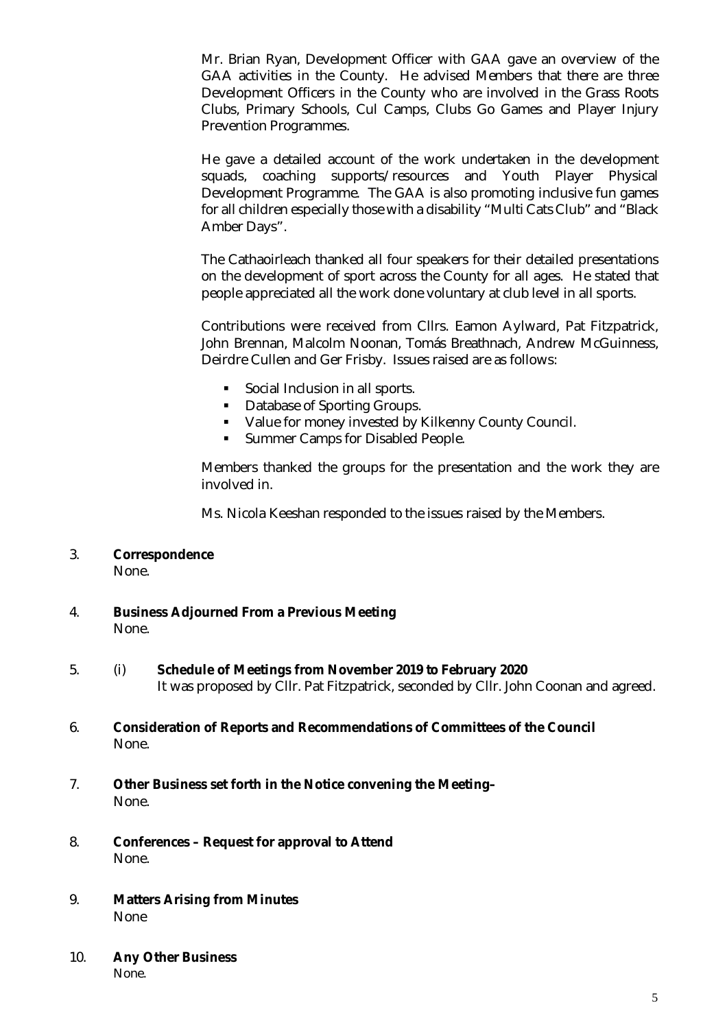Mr. Brian Ryan, Development Officer with GAA gave an overview of the GAA activities in the County. He advised Members that there are three Development Officers in the County who are involved in the Grass Roots Clubs, Primary Schools, Cul Camps, Clubs Go Games and Player Injury Prevention Programmes.

He gave a detailed account of the work undertaken in the development squads, coaching supports/resources and Youth Player Physical Development Programme. The GAA is also promoting inclusive fun games for all children especially those with a disability "Multi Cats Club" and "Black Amber Days".

The Cathaoirleach thanked all four speakers for their detailed presentations on the development of sport across the County for all ages. He stated that people appreciated all the work done voluntary at club level in all sports.

Contributions were received from Cllrs. Eamon Aylward, Pat Fitzpatrick, John Brennan, Malcolm Noonan, Tomás Breathnach, Andrew McGuinness, Deirdre Cullen and Ger Frisby. Issues raised are as follows:

- Social Inclusion in all sports.
- Database of Sporting Groups.
- Value for money invested by Kilkenny County Council.
- Summer Camps for Disabled People.

Members thanked the groups for the presentation and the work they are involved in.

Ms. Nicola Keeshan responded to the issues raised by the Members.

3. **Correspondence**
None.

4. **Business Adjourned From a Previous Meeting**
None.

5. (i) **Schedule of Meetings from November 2019 to February 2020**
It was proposed by Cllr. Pat Fitzpatrick, seconded by Cllr. John Coonan and agreed.

6. **Consideration of Reports and Recommendations of Committees of the Council**
None.

7. **Other Business set forth in the Notice convening the Meeting–**
None.

8. **Conferences – Request for approval to Attend**
None.

9. **Matters Arising from Minutes**
None

10. **Any Other Business**
None.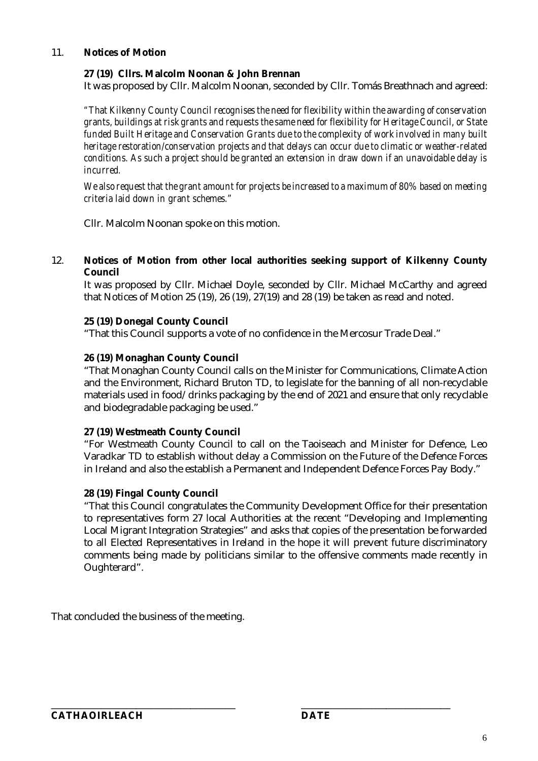11. **Notices of Motion**

**27 (19) Cllrs. Malcolm Noonan & John Brennan**

It was proposed by Cllr. Malcolm Noonan, seconded by Cllr. Tomás Breathnach and agreed:

*"That Kilkenny County Council recognises the need for flexibility within the awarding of conservation grants, buildings at risk grants and requests the same need for flexibility for Heritage Council, or State funded Built Heritage and Conservation Grants due to the complexity of work involved in many built heritage restoration/conservation projects and that delays can occur due to climatic or weather-related conditions. As such a project should be granted an extension in draw down if an unavoidable delay is incurred.*

*We also request that the grant amount for projects be increased to a maximum of 80% based on meeting criteria laid down in grant schemes."*

Cllr. Malcolm Noonan spoke on this motion.

12. **Notices of Motion from other local authorities seeking support of Kilkenny County Council**

It was proposed by Cllr. Michael Doyle, seconded by Cllr. Michael McCarthy and agreed that Notices of Motion 25 (19), 26 (19), 27(19) and 28 (19) be taken as read and noted.

**25 (19) Donegal County Council**

"That this Council supports a vote of no confidence in the Mercosur Trade Deal."

**26 (19) Monaghan County Council**

"That Monaghan County Council calls on the Minister for Communications, Climate Action and the Environment, Richard Bruton TD, to legislate for the banning of all non-recyclable materials used in food/ drinks packaging by the end of 2021 and ensure that only recyclable and biodegradable packaging be used."

**27 (19) Westmeath County Council**

"For Westmeath County Council to call on the Taoiseach and Minister for Defence, Leo Varadkar TD to establish without delay a Commission on the Future of the Defence Forces in Ireland and also the establish a Permanent and Independent Defence Forces Pay Body."

**28 (19) Fingal County Council**

"That this Council congratulates the Community Development Office for their presentation to representatives form 27 local Authorities at the recent "Developing and Implementing Local Migrant Integration Strategies" and asks that copies of the presentation be forwarded to all Elected Representatives in Ireland in the hope it will prevent future discriminatory comments being made by politicians similar to the offensive comments made recently in Oughterard".

That concluded the business of the meeting.

\_\_\_\_\_\_\_\_\_\_\_\_\_\_\_\_\_\_\_\_\_\_\_\_\_\_\_\_\_\_ \_\_\_\_\_\_\_\_\_\_\_\_\_\_\_\_\_\_\_\_\_\_\_\_\_

**CATHAOIRLEACH** **DATE**